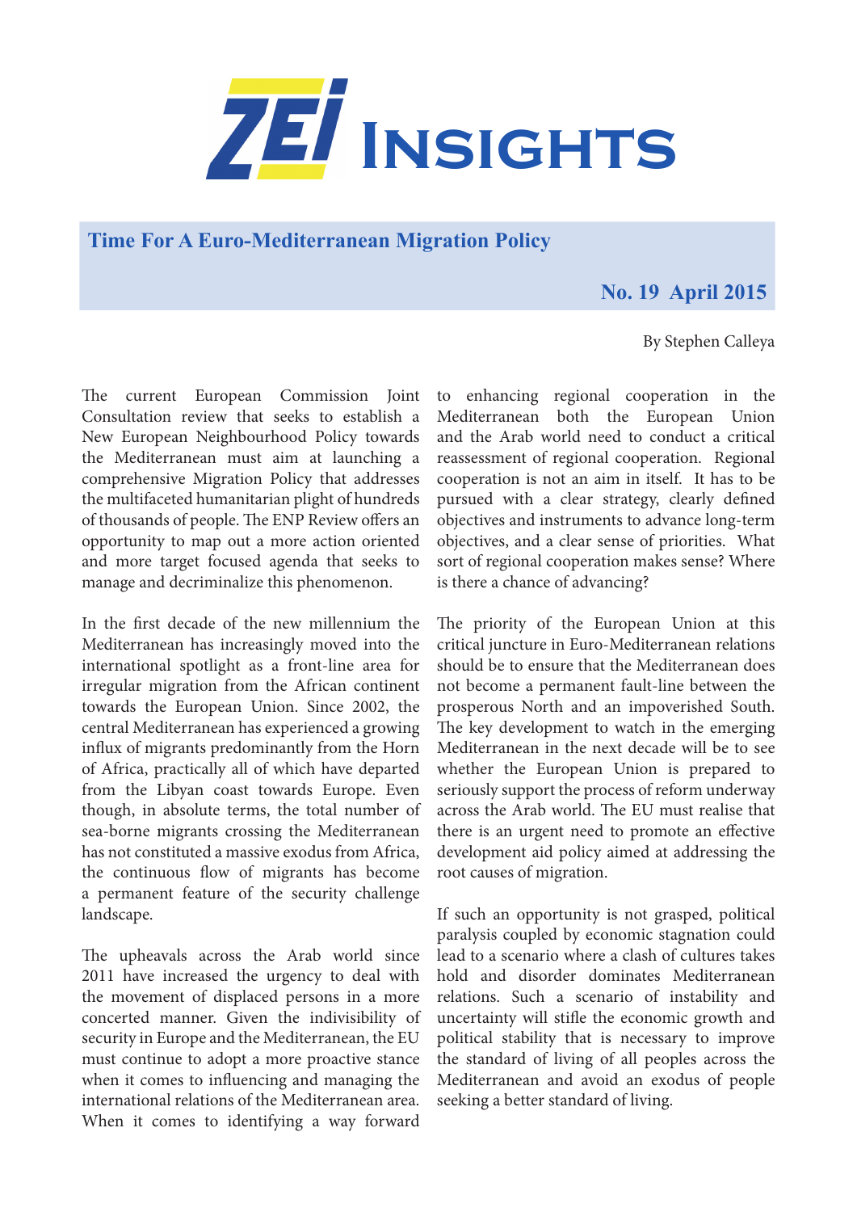# ZEI Insights

## Time For A Euro-Mediterranean Migration Policy

**No. 19 April 2015**

By Stephen Calleya

The current European Commission Joint Consultation review that seeks to establish a New European Neighbourhood Policy towards the Mediterranean must aim at launching a comprehensive Migration Policy that addresses the multifaceted humanitarian plight of hundreds of thousands of people. The ENP Review offers an opportunity to map out a more action oriented and more target focused agenda that seeks to manage and decriminalize this phenomenon.

In the first decade of the new millennium the Mediterranean has increasingly moved into the international spotlight as a front-line area for irregular migration from the African continent towards the European Union. Since 2002, the central Mediterranean has experienced a growing influx of migrants predominantly from the Horn of Africa, practically all of which have departed from the Libyan coast towards Europe. Even though, in absolute terms, the total number of sea-borne migrants crossing the Mediterranean has not constituted a massive exodus from Africa, the continuous flow of migrants has become a permanent feature of the security challenge landscape.

The upheavals across the Arab world since 2011 have increased the urgency to deal with the movement of displaced persons in a more concerted manner. Given the indivisibility of security in Europe and the Mediterranean, the EU must continue to adopt a more proactive stance when it comes to influencing and managing the international relations of the Mediterranean area. When it comes to identifying a way forward to enhancing regional cooperation in the Mediterranean both the European Union and the Arab world need to conduct a critical reassessment of regional cooperation. Regional cooperation is not an aim in itself. It has to be pursued with a clear strategy, clearly defined objectives and instruments to advance long-term objectives, and a clear sense of priorities. What sort of regional cooperation makes sense? Where is there a chance of advancing?

The priority of the European Union at this critical juncture in Euro-Mediterranean relations should be to ensure that the Mediterranean does not become a permanent fault-line between the prosperous North and an impoverished South. The key development to watch in the emerging Mediterranean in the next decade will be to see whether the European Union is prepared to seriously support the process of reform underway across the Arab world. The EU must realise that there is an urgent need to promote an effective development aid policy aimed at addressing the root causes of migration.

If such an opportunity is not grasped, political paralysis coupled by economic stagnation could lead to a scenario where a clash of cultures takes hold and disorder dominates Mediterranean relations. Such a scenario of instability and uncertainty will stifle the economic growth and political stability that is necessary to improve the standard of living of all peoples across the Mediterranean and avoid an exodus of people seeking a better standard of living.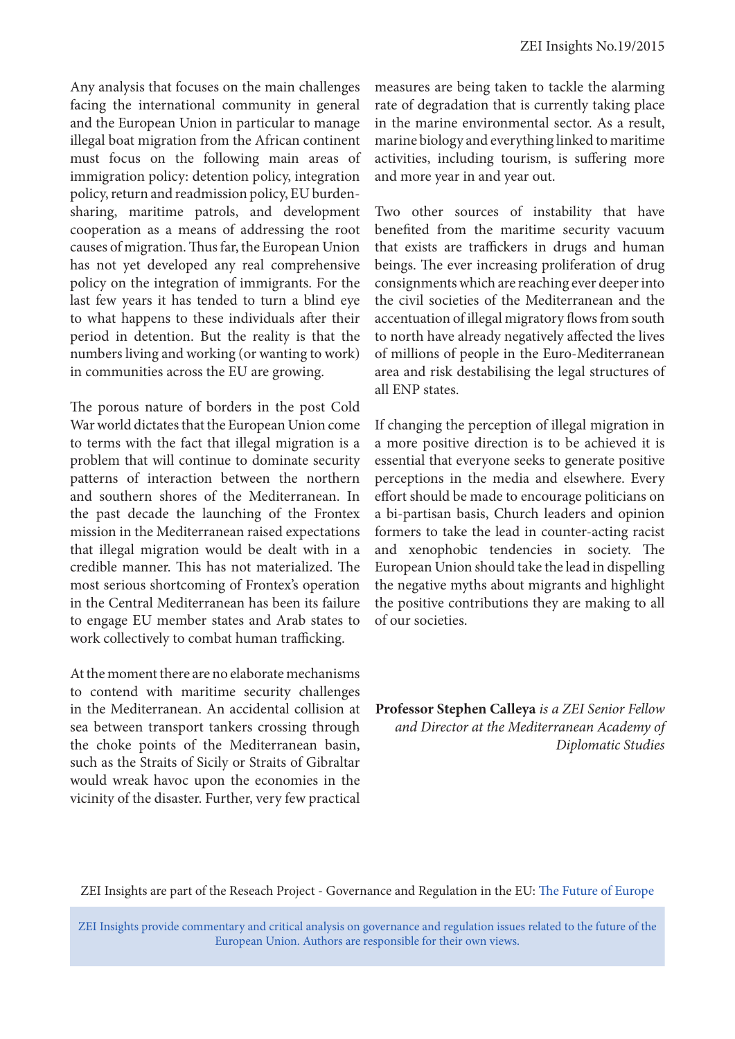Any analysis that focuses on the main challenges facing the international community in general and the European Union in particular to manage illegal boat migration from the African continent must focus on the following main areas of immigration policy: detention policy, integration policy, return and readmission policy, EU burden-sharing, maritime patrols, and development cooperation as a means of addressing the root causes of migration. Thus far, the European Union has not yet developed any real comprehensive policy on the integration of immigrants. For the last few years it has tended to turn a blind eye to what happens to these individuals after their period in detention. But the reality is that the numbers living and working (or wanting to work) in communities across the EU are growing.

The porous nature of borders in the post Cold War world dictates that the European Union come to terms with the fact that illegal migration is a problem that will continue to dominate security patterns of interaction between the northern and southern shores of the Mediterranean. In the past decade the launching of the Frontex mission in the Mediterranean raised expectations that illegal migration would be dealt with in a credible manner. This has not materialized. The most serious shortcoming of Frontex's operation in the Central Mediterranean has been its failure to engage EU member states and Arab states to work collectively to combat human trafficking.

At the moment there are no elaborate mechanisms to contend with maritime security challenges in the Mediterranean. An accidental collision at sea between transport tankers crossing through the choke points of the Mediterranean basin, such as the Straits of Sicily or Straits of Gibraltar would wreak havoc upon the economies in the vicinity of the disaster. Further, very few practical measures are being taken to tackle the alarming rate of degradation that is currently taking place in the marine environmental sector. As a result, marine biology and everything linked to maritime activities, including tourism, is suffering more and more year in and year out.

Two other sources of instability that have benefited from the maritime security vacuum that exists are traffickers in drugs and human beings. The ever increasing proliferation of drug consignments which are reaching ever deeper into the civil societies of the Mediterranean and the accentuation of illegal migratory flows from south to north have already negatively affected the lives of millions of people in the Euro-Mediterranean area and risk destabilising the legal structures of all ENP states.

If changing the perception of illegal migration in a more positive direction is to be achieved it is essential that everyone seeks to generate positive perceptions in the media and elsewhere. Every effort should be made to encourage politicians on a bi-partisan basis, Church leaders and opinion formers to take the lead in counter-acting racist and xenophobic tendencies in society. The European Union should take the lead in dispelling the negative myths about migrants and highlight the positive contributions they are making to all of our societies.

**Professor Stephen Calleya** *is a ZEI Senior Fellow and Director at the Mediterranean Academy of Diplomatic Studies*

ZEI Insights are part of the Reseach Project - Governance and Regulation in the EU: The Future of Europe

ZEI Insights provide commentary and critical analysis on governance and regulation issues related to the future of the European Union. Authors are responsible for their own views.